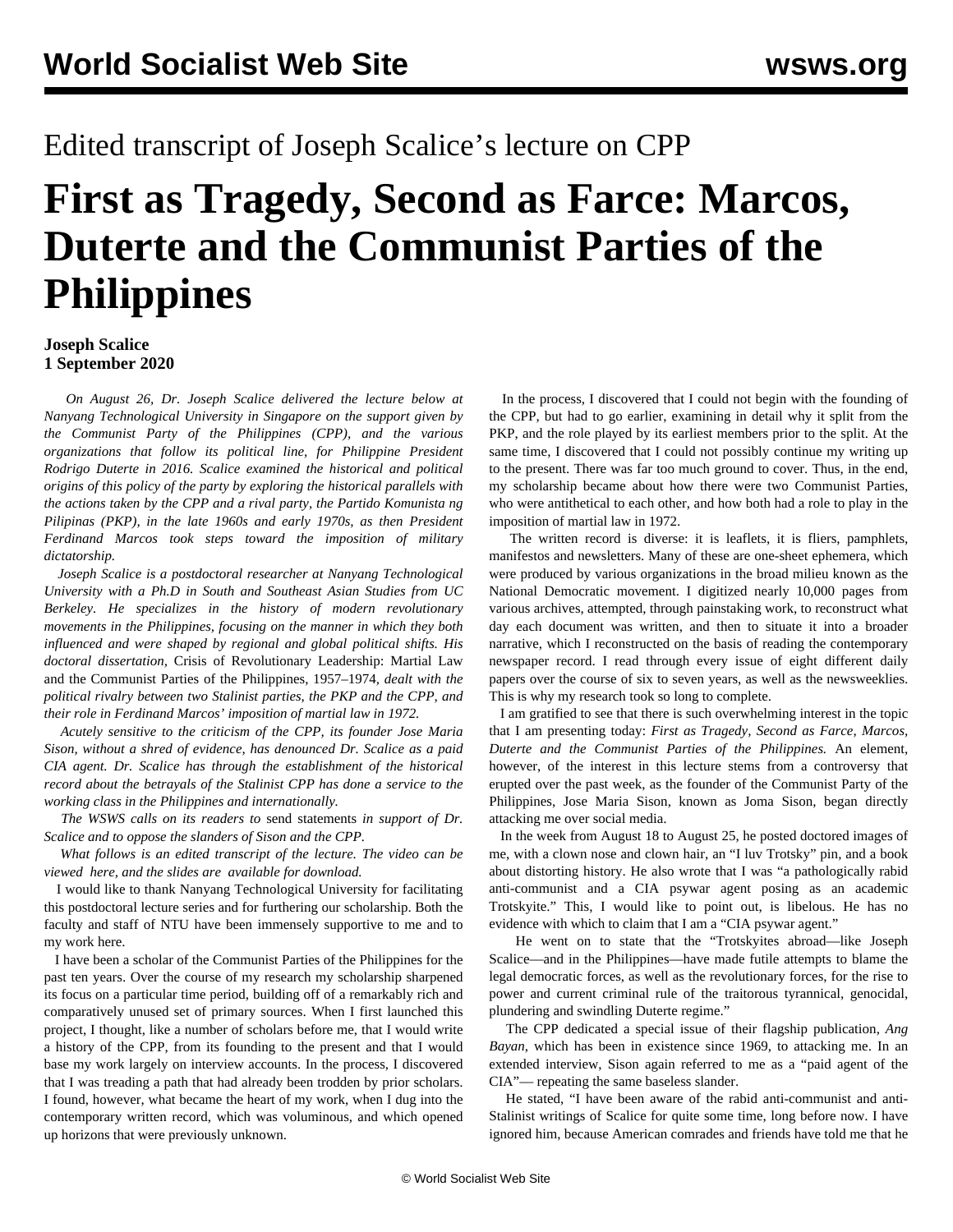Edited transcript of Joseph Scalice's lecture on CPP

# First as Tragedy, Second as Farce: Marcos, Duterte and the Communist Parties of the Philippines

**Joseph Scalice**
**1 September 2020**

*On August 26, Dr. Joseph Scalice delivered the lecture below at Nanyang Technological University in Singapore on the support given by the Communist Party of the Philippines (CPP), and the various organizations that follow its political line, for Philippine President Rodrigo Duterte in 2016. Scalice examined the historical and political origins of this policy of the party by exploring the historical parallels with the actions taken by the CPP and a rival party, the Partido Komunista ng Pilipinas (PKP), in the late 1960s and early 1970s, as then President Ferdinand Marcos took steps toward the imposition of military dictatorship.*

*Joseph Scalice is a postdoctoral researcher at Nanyang Technological University with a Ph.D in South and Southeast Asian Studies from UC Berkeley. He specializes in the history of modern revolutionary movements in the Philippines, focusing on the manner in which they both influenced and were shaped by regional and global political shifts. His doctoral dissertation,* Crisis of Revolutionary Leadership: Martial Law and the Communist Parties of the Philippines, 1957–1974, *dealt with the political rivalry between two Stalinist parties, the PKP and the CPP, and their role in Ferdinand Marcos' imposition of martial law in 1972.*

*Acutely sensitive to the criticism of the CPP, its founder Jose Maria Sison, without a shred of evidence, has denounced Dr. Scalice as a paid CIA agent. Dr. Scalice has through the establishment of the historical record about the betrayals of the Stalinist CPP has done a service to the working class in the Philippines and internationally.*

*The WSWS calls on its readers to* send statements *in support of Dr. Scalice and to oppose the slanders of Sison and the CPP.*

*What follows is an edited transcript of the lecture. The video can be viewed here, and the slides are available for download.*

I would like to thank Nanyang Technological University for facilitating this postdoctoral lecture series and for furthering our scholarship. Both the faculty and staff of NTU have been immensely supportive to me and to my work here.

I have been a scholar of the Communist Parties of the Philippines for the past ten years. Over the course of my research my scholarship sharpened its focus on a particular time period, building off of a remarkably rich and comparatively unused set of primary sources. When I first launched this project, I thought, like a number of scholars before me, that I would write a history of the CPP, from its founding to the present and that I would base my work largely on interview accounts. In the process, I discovered that I was treading a path that had already been trodden by prior scholars. I found, however, what became the heart of my work, when I dug into the contemporary written record, which was voluminous, and which opened up horizons that were previously unknown.

In the process, I discovered that I could not begin with the founding of the CPP, but had to go earlier, examining in detail why it split from the PKP, and the role played by its earliest members prior to the split. At the same time, I discovered that I could not possibly continue my writing up to the present. There was far too much ground to cover. Thus, in the end, my scholarship became about how there were two Communist Parties, who were antithetical to each other, and how both had a role to play in the imposition of martial law in 1972.

The written record is diverse: it is leaflets, it is fliers, pamphlets, manifestos and newsletters. Many of these are one-sheet ephemera, which were produced by various organizations in the broad milieu known as the National Democratic movement. I digitized nearly 10,000 pages from various archives, attempted, through painstaking work, to reconstruct what day each document was written, and then to situate it into a broader narrative, which I reconstructed on the basis of reading the contemporary newspaper record. I read through every issue of eight different daily papers over the course of six to seven years, as well as the newsweeklies. This is why my research took so long to complete.

I am gratified to see that there is such overwhelming interest in the topic that I am presenting today: *First as Tragedy, Second as Farce, Marcos, Duterte and the Communist Parties of the Philippines.* An element, however, of the interest in this lecture stems from a controversy that erupted over the past week, as the founder of the Communist Party of the Philippines, Jose Maria Sison, known as Joma Sison, began directly attacking me over social media.

In the week from August 18 to August 25, he posted doctored images of me, with a clown nose and clown hair, an "I luv Trotsky" pin, and a book about distorting history. He also wrote that I was "a pathologically rabid anti-communist and a CIA psywar agent posing as an academic Trotskyite." This, I would like to point out, is libelous. He has no evidence with which to claim that I am a "CIA psywar agent."

He went on to state that the "Trotskyites abroad—like Joseph Scalice—and in the Philippines—have made futile attempts to blame the legal democratic forces, as well as the revolutionary forces, for the rise to power and current criminal rule of the traitorous tyrannical, genocidal, plundering and swindling Duterte regime."

The CPP dedicated a special issue of their flagship publication, *Ang Bayan*, which has been in existence since 1969, to attacking me. In an extended interview, Sison again referred to me as a "paid agent of the CIA"— repeating the same baseless slander.

He stated, "I have been aware of the rabid anti-communist and anti-Stalinist writings of Scalice for quite some time, long before now. I have ignored him, because American comrades and friends have told me that he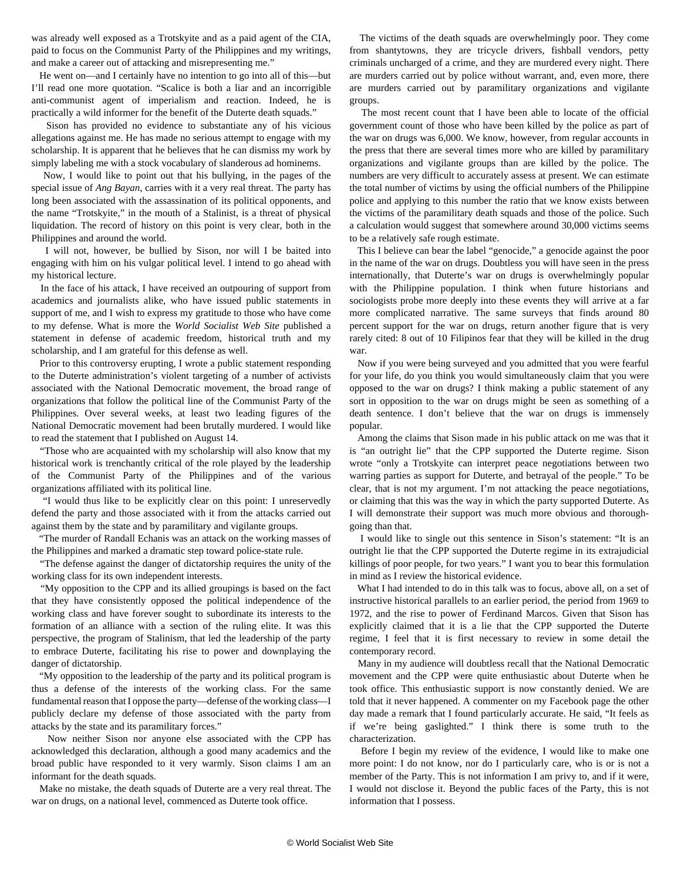was already well exposed as a Trotskyite and as a paid agent of the CIA, paid to focus on the Communist Party of the Philippines and my writings, and make a career out of attacking and misrepresenting me."

He went on—and I certainly have no intention to go into all of this—but I'll read one more quotation. "Scalice is both a liar and an incorrigible anti-communist agent of imperialism and reaction. Indeed, he is practically a wild informer for the benefit of the Duterte death squads."

Sison has provided no evidence to substantiate any of his vicious allegations against me. He has made no serious attempt to engage with my scholarship. It is apparent that he believes that he can dismiss my work by simply labeling me with a stock vocabulary of slanderous ad hominems.

Now, I would like to point out that his bullying, in the pages of the special issue of *Ang Bayan*, carries with it a very real threat. The party has long been associated with the assassination of its political opponents, and the name "Trotskyite," in the mouth of a Stalinist, is a threat of physical liquidation. The record of history on this point is very clear, both in the Philippines and around the world.

I will not, however, be bullied by Sison, nor will I be baited into engaging with him on his vulgar political level. I intend to go ahead with my historical lecture.

In the face of his attack, I have received an outpouring of support from academics and journalists alike, who have issued public statements in support of me, and I wish to express my gratitude to those who have come to my defense. What is more the *World Socialist Web Site* published a statement in defense of academic freedom, historical truth and my scholarship, and I am grateful for this defense as well.

Prior to this controversy erupting, I wrote a public statement responding to the Duterte administration's violent targeting of a number of activists associated with the National Democratic movement, the broad range of organizations that follow the political line of the Communist Party of the Philippines. Over several weeks, at least two leading figures of the National Democratic movement had been brutally murdered. I would like to read the statement that I published on August 14.

"Those who are acquainted with my scholarship will also know that my historical work is trenchantly critical of the role played by the leadership of the Communist Party of the Philippines and of the various organizations affiliated with its political line.

"I would thus like to be explicitly clear on this point: I unreservedly defend the party and those associated with it from the attacks carried out against them by the state and by paramilitary and vigilante groups.

"The murder of Randall Echanis was an attack on the working masses of the Philippines and marked a dramatic step toward police-state rule.

"The defense against the danger of dictatorship requires the unity of the working class for its own independent interests.

"My opposition to the CPP and its allied groupings is based on the fact that they have consistently opposed the political independence of the working class and have forever sought to subordinate its interests to the formation of an alliance with a section of the ruling elite. It was this perspective, the program of Stalinism, that led the leadership of the party to embrace Duterte, facilitating his rise to power and downplaying the danger of dictatorship.

"My opposition to the leadership of the party and its political program is thus a defense of the interests of the working class. For the same fundamental reason that I oppose the party—defense of the working class—I publicly declare my defense of those associated with the party from attacks by the state and its paramilitary forces."

Now neither Sison nor anyone else associated with the CPP has acknowledged this declaration, although a good many academics and the broad public have responded to it very warmly. Sison claims I am an informant for the death squads.

Make no mistake, the death squads of Duterte are a very real threat. The war on drugs, on a national level, commenced as Duterte took office.

The victims of the death squads are overwhelmingly poor. They come from shantytowns, they are tricycle drivers, fishball vendors, petty criminals uncharged of a crime, and they are murdered every night. There are murders carried out by police without warrant, and, even more, there are murders carried out by paramilitary organizations and vigilante groups.

The most recent count that I have been able to locate of the official government count of those who have been killed by the police as part of the war on drugs was 6,000. We know, however, from regular accounts in the press that there are several times more who are killed by paramilitary organizations and vigilante groups than are killed by the police. The numbers are very difficult to accurately assess at present. We can estimate the total number of victims by using the official numbers of the Philippine police and applying to this number the ratio that we know exists between the victims of the paramilitary death squads and those of the police. Such a calculation would suggest that somewhere around 30,000 victims seems to be a relatively safe rough estimate.

This I believe can bear the label "genocide," a genocide against the poor in the name of the war on drugs. Doubtless you will have seen in the press internationally, that Duterte's war on drugs is overwhelmingly popular with the Philippine population. I think when future historians and sociologists probe more deeply into these events they will arrive at a far more complicated narrative. The same surveys that finds around 80 percent support for the war on drugs, return another figure that is very rarely cited: 8 out of 10 Filipinos fear that they will be killed in the drug war.

Now if you were being surveyed and you admitted that you were fearful for your life, do you think you would simultaneously claim that you were opposed to the war on drugs? I think making a public statement of any sort in opposition to the war on drugs might be seen as something of a death sentence. I don't believe that the war on drugs is immensely popular.

Among the claims that Sison made in his public attack on me was that it is "an outright lie" that the CPP supported the Duterte regime. Sison wrote "only a Trotskyite can interpret peace negotiations between two warring parties as support for Duterte, and betrayal of the people." To be clear, that is not my argument. I'm not attacking the peace negotiations, or claiming that this was the way in which the party supported Duterte. As I will demonstrate their support was much more obvious and thorough-going than that.

I would like to single out this sentence in Sison's statement: "It is an outright lie that the CPP supported the Duterte regime in its extrajudicial killings of poor people, for two years." I want you to bear this formulation in mind as I review the historical evidence.

What I had intended to do in this talk was to focus, above all, on a set of instructive historical parallels to an earlier period, the period from 1969 to 1972, and the rise to power of Ferdinand Marcos. Given that Sison has explicitly claimed that it is a lie that the CPP supported the Duterte regime, I feel that it is first necessary to review in some detail the contemporary record.

Many in my audience will doubtless recall that the National Democratic movement and the CPP were quite enthusiastic about Duterte when he took office. This enthusiastic support is now constantly denied. We are told that it never happened. A commenter on my Facebook page the other day made a remark that I found particularly accurate. He said, "It feels as if we're being gaslighted." I think there is some truth to the characterization.

Before I begin my review of the evidence, I would like to make one more point: I do not know, nor do I particularly care, who is or is not a member of the Party. This is not information I am privy to, and if it were, I would not disclose it. Beyond the public faces of the Party, this is not information that I possess.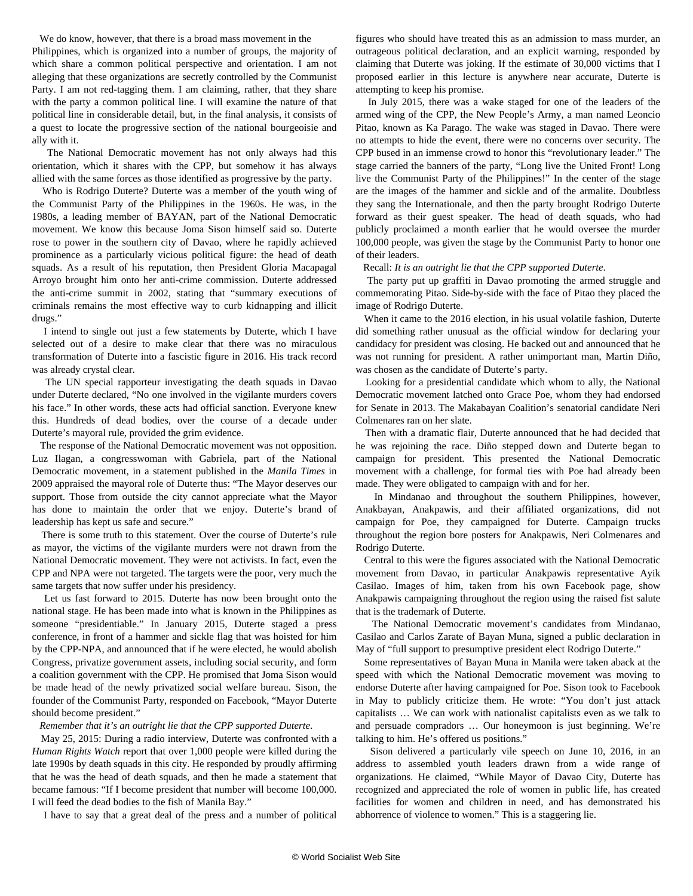We do know, however, that there is a broad mass movement in the Philippines, which is organized into a number of groups, the majority of which share a common political perspective and orientation. I am not alleging that these organizations are secretly controlled by the Communist Party. I am not red-tagging them. I am claiming, rather, that they share with the party a common political line. I will examine the nature of that political line in considerable detail, but, in the final analysis, it consists of a quest to locate the progressive section of the national bourgeoisie and ally with it.

The National Democratic movement has not only always had this orientation, which it shares with the CPP, but somehow it has always allied with the same forces as those identified as progressive by the party.

Who is Rodrigo Duterte? Duterte was a member of the youth wing of the Communist Party of the Philippines in the 1960s. He was, in the 1980s, a leading member of BAYAN, part of the National Democratic movement. We know this because Joma Sison himself said so. Duterte rose to power in the southern city of Davao, where he rapidly achieved prominence as a particularly vicious political figure: the head of death squads. As a result of his reputation, then President Gloria Macapagal Arroyo brought him onto her anti-crime commission. Duterte addressed the anti-crime summit in 2002, stating that "summary executions of criminals remains the most effective way to curb kidnapping and illicit drugs."

I intend to single out just a few statements by Duterte, which I have selected out of a desire to make clear that there was no miraculous transformation of Duterte into a fascistic figure in 2016. His track record was already crystal clear.

The UN special rapporteur investigating the death squads in Davao under Duterte declared, "No one involved in the vigilante murders covers his face." In other words, these acts had official sanction. Everyone knew this. Hundreds of dead bodies, over the course of a decade under Duterte's mayoral rule, provided the grim evidence.

The response of the National Democratic movement was not opposition. Luz Ilagan, a congresswoman with Gabriela, part of the National Democratic movement, in a statement published in the *Manila Times* in 2009 appraised the mayoral role of Duterte thus: "The Mayor deserves our support. Those from outside the city cannot appreciate what the Mayor has done to maintain the order that we enjoy. Duterte's brand of leadership has kept us safe and secure."

There is some truth to this statement. Over the course of Duterte's rule as mayor, the victims of the vigilante murders were not drawn from the National Democratic movement. They were not activists. In fact, even the CPP and NPA were not targeted. The targets were the poor, very much the same targets that now suffer under his presidency.

Let us fast forward to 2015. Duterte has now been brought onto the national stage. He has been made into what is known in the Philippines as someone "presidentiable." In January 2015, Duterte staged a press conference, in front of a hammer and sickle flag that was hoisted for him by the CPP-NPA, and announced that if he were elected, he would abolish Congress, privatize government assets, including social security, and form a coalition government with the CPP. He promised that Joma Sison would be made head of the newly privatized social welfare bureau. Sison, the founder of the Communist Party, responded on Facebook, "Mayor Duterte should become president."

*Remember that it's an outright lie that the CPP supported Duterte.*

May 25, 2015: During a radio interview, Duterte was confronted with a *Human Rights Watch* report that over 1,000 people were killed during the late 1990s by death squads in this city. He responded by proudly affirming that he was the head of death squads, and then he made a statement that became famous: "If I become president that number will become 100,000. I will feed the dead bodies to the fish of Manila Bay."

I have to say that a great deal of the press and a number of political figures who should have treated this as an admission to mass murder, an outrageous political declaration, and an explicit warning, responded by claiming that Duterte was joking. If the estimate of 30,000 victims that I proposed earlier in this lecture is anywhere near accurate, Duterte is attempting to keep his promise.

In July 2015, there was a wake staged for one of the leaders of the armed wing of the CPP, the New People's Army, a man named Leoncio Pitao, known as Ka Parago. The wake was staged in Davao. There were no attempts to hide the event, there were no concerns over security. The CPP bused in an immense crowd to honor this "revolutionary leader." The stage carried the banners of the party, "Long live the United Front! Long live the Communist Party of the Philippines!" In the center of the stage are the images of the hammer and sickle and of the armalite. Doubtless they sang the Internationale, and then the party brought Rodrigo Duterte forward as their guest speaker. The head of death squads, who had publicly proclaimed a month earlier that he would oversee the murder 100,000 people, was given the stage by the Communist Party to honor one of their leaders.

Recall: *It is an outright lie that the CPP supported Duterte.*

The party put up graffiti in Davao promoting the armed struggle and commemorating Pitao. Side-by-side with the face of Pitao they placed the image of Rodrigo Duterte.

When it came to the 2016 election, in his usual volatile fashion, Duterte did something rather unusual as the official window for declaring your candidacy for president was closing. He backed out and announced that he was not running for president. A rather unimportant man, Martin Diño, was chosen as the candidate of Duterte's party.

Looking for a presidential candidate which whom to ally, the National Democratic movement latched onto Grace Poe, whom they had endorsed for Senate in 2013. The Makabayan Coalition's senatorial candidate Neri Colmenares ran on her slate.

Then with a dramatic flair, Duterte announced that he had decided that he was rejoining the race. Diño stepped down and Duterte began to campaign for president. This presented the National Democratic movement with a challenge, for formal ties with Poe had already been made. They were obligated to campaign with and for her.

In Mindanao and throughout the southern Philippines, however, Anakbayan, Anakpawis, and their affiliated organizations, did not campaign for Poe, they campaigned for Duterte. Campaign trucks throughout the region bore posters for Anakpawis, Neri Colmenares and Rodrigo Duterte.

Central to this were the figures associated with the National Democratic movement from Davao, in particular Anakpawis representative Ayik Casilao. Images of him, taken from his own Facebook page, show Anakpawis campaigning throughout the region using the raised fist salute that is the trademark of Duterte.

The National Democratic movement's candidates from Mindanao, Casilao and Carlos Zarate of Bayan Muna, signed a public declaration in May of "full support to presumptive president elect Rodrigo Duterte."

Some representatives of Bayan Muna in Manila were taken aback at the speed with which the National Democratic movement was moving to endorse Duterte after having campaigned for Poe. Sison took to Facebook in May to publicly criticize them. He wrote: "You don't just attack capitalists … We can work with nationalist capitalists even as we talk to and persuade compradors … Our honeymoon is just beginning. We're talking to him. He's offered us positions."

Sison delivered a particularly vile speech on June 10, 2016, in an address to assembled youth leaders drawn from a wide range of organizations. He claimed, "While Mayor of Davao City, Duterte has recognized and appreciated the role of women in public life, has created facilities for women and children in need, and has demonstrated his abhorrence of violence to women." This is a staggering lie.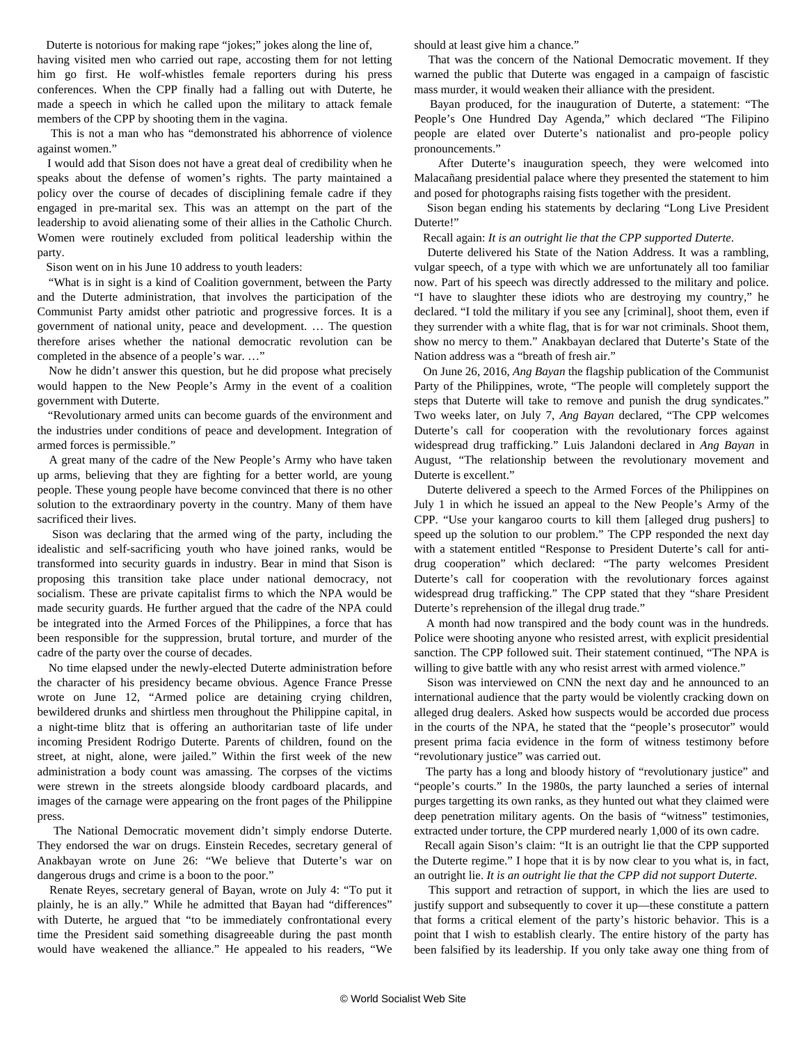Duterte is notorious for making rape "jokes;" jokes along the line of, having visited men who carried out rape, accosting them for not letting him go first. He wolf-whistles female reporters during his press conferences. When the CPP finally had a falling out with Duterte, he made a speech in which he called upon the military to attack female members of the CPP by shooting them in the vagina.

This is not a man who has "demonstrated his abhorrence of violence against women."

I would add that Sison does not have a great deal of credibility when he speaks about the defense of women's rights. The party maintained a policy over the course of decades of disciplining female cadre if they engaged in pre-marital sex. This was an attempt on the part of the leadership to avoid alienating some of their allies in the Catholic Church. Women were routinely excluded from political leadership within the party.

Sison went on in his June 10 address to youth leaders:

"What is in sight is a kind of Coalition government, between the Party and the Duterte administration, that involves the participation of the Communist Party amidst other patriotic and progressive forces. It is a government of national unity, peace and development. … The question therefore arises whether the national democratic revolution can be completed in the absence of a people's war. …"

Now he didn't answer this question, but he did propose what precisely would happen to the New People's Army in the event of a coalition government with Duterte.

"Revolutionary armed units can become guards of the environment and the industries under conditions of peace and development. Integration of armed forces is permissible."

A great many of the cadre of the New People's Army who have taken up arms, believing that they are fighting for a better world, are young people. These young people have become convinced that there is no other solution to the extraordinary poverty in the country. Many of them have sacrificed their lives.

Sison was declaring that the armed wing of the party, including the idealistic and self-sacrificing youth who have joined ranks, would be transformed into security guards in industry. Bear in mind that Sison is proposing this transition take place under national democracy, not socialism. These are private capitalist firms to which the NPA would be made security guards. He further argued that the cadre of the NPA could be integrated into the Armed Forces of the Philippines, a force that has been responsible for the suppression, brutal torture, and murder of the cadre of the party over the course of decades.

No time elapsed under the newly-elected Duterte administration before the character of his presidency became obvious. Agence France Presse wrote on June 12, "Armed police are detaining crying children, bewildered drunks and shirtless men throughout the Philippine capital, in a night-time blitz that is offering an authoritarian taste of life under incoming President Rodrigo Duterte. Parents of children, found on the street, at night, alone, were jailed." Within the first week of the new administration a body count was amassing. The corpses of the victims were strewn in the streets alongside bloody cardboard placards, and images of the carnage were appearing on the front pages of the Philippine press.

The National Democratic movement didn't simply endorse Duterte. They endorsed the war on drugs. Einstein Recedes, secretary general of Anakbayan wrote on June 26: "We believe that Duterte's war on dangerous drugs and crime is a boon to the poor."

Renate Reyes, secretary general of Bayan, wrote on July 4: "To put it plainly, he is an ally." While he admitted that Bayan had "differences" with Duterte, he argued that "to be immediately confrontational every time the President said something disagreeable during the past month would have weakened the alliance." He appealed to his readers, "We should at least give him a chance."

That was the concern of the National Democratic movement. If they warned the public that Duterte was engaged in a campaign of fascistic mass murder, it would weaken their alliance with the president.

Bayan produced, for the inauguration of Duterte, a statement: "The People's One Hundred Day Agenda," which declared "The Filipino people are elated over Duterte's nationalist and pro-people policy pronouncements."

After Duterte's inauguration speech, they were welcomed into Malacañang presidential palace where they presented the statement to him and posed for photographs raising fists together with the president.

Sison began ending his statements by declaring "Long Live President Duterte!"

Recall again: *It is an outright lie that the CPP supported Duterte*.

Duterte delivered his State of the Nation Address. It was a rambling, vulgar speech, of a type with which we are unfortunately all too familiar now. Part of his speech was directly addressed to the military and police. "I have to slaughter these idiots who are destroying my country," he declared. "I told the military if you see any [criminal], shoot them, even if they surrender with a white flag, that is for war not criminals. Shoot them, show no mercy to them." Anakbayan declared that Duterte's State of the Nation address was a "breath of fresh air."

On June 26, 2016, *Ang Bayan* the flagship publication of the Communist Party of the Philippines, wrote, "The people will completely support the steps that Duterte will take to remove and punish the drug syndicates." Two weeks later, on July 7, *Ang Bayan* declared, "The CPP welcomes Duterte's call for cooperation with the revolutionary forces against widespread drug trafficking." Luis Jalandoni declared in *Ang Bayan* in August, "The relationship between the revolutionary movement and Duterte is excellent."

Duterte delivered a speech to the Armed Forces of the Philippines on July 1 in which he issued an appeal to the New People's Army of the CPP. "Use your kangaroo courts to kill them [alleged drug pushers] to speed up the solution to our problem." The CPP responded the next day with a statement entitled "Response to President Duterte's call for anti-drug cooperation" which declared: "The party welcomes President Duterte's call for cooperation with the revolutionary forces against widespread drug trafficking." The CPP stated that they "share President Duterte's reprehension of the illegal drug trade."

A month had now transpired and the body count was in the hundreds. Police were shooting anyone who resisted arrest, with explicit presidential sanction. The CPP followed suit. Their statement continued, "The NPA is willing to give battle with any who resist arrest with armed violence."

Sison was interviewed on CNN the next day and he announced to an international audience that the party would be violently cracking down on alleged drug dealers. Asked how suspects would be accorded due process in the courts of the NPA, he stated that the "people's prosecutor" would present prima facia evidence in the form of witness testimony before "revolutionary justice" was carried out.

The party has a long and bloody history of "revolutionary justice" and "people's courts." In the 1980s, the party launched a series of internal purges targetting its own ranks, as they hunted out what they claimed were deep penetration military agents. On the basis of "witness" testimonies, extracted under torture, the CPP murdered nearly 1,000 of its own cadre.

Recall again Sison's claim: "It is an outright lie that the CPP supported the Duterte regime." I hope that it is by now clear to you what is, in fact, an outright lie. *It is an outright lie that the CPP did not support Duterte*.

This support and retraction of support, in which the lies are used to justify support and subsequently to cover it up—these constitute a pattern that forms a critical element of the party's historic behavior. This is a point that I wish to establish clearly. The entire history of the party has been falsified by its leadership. If you only take away one thing from of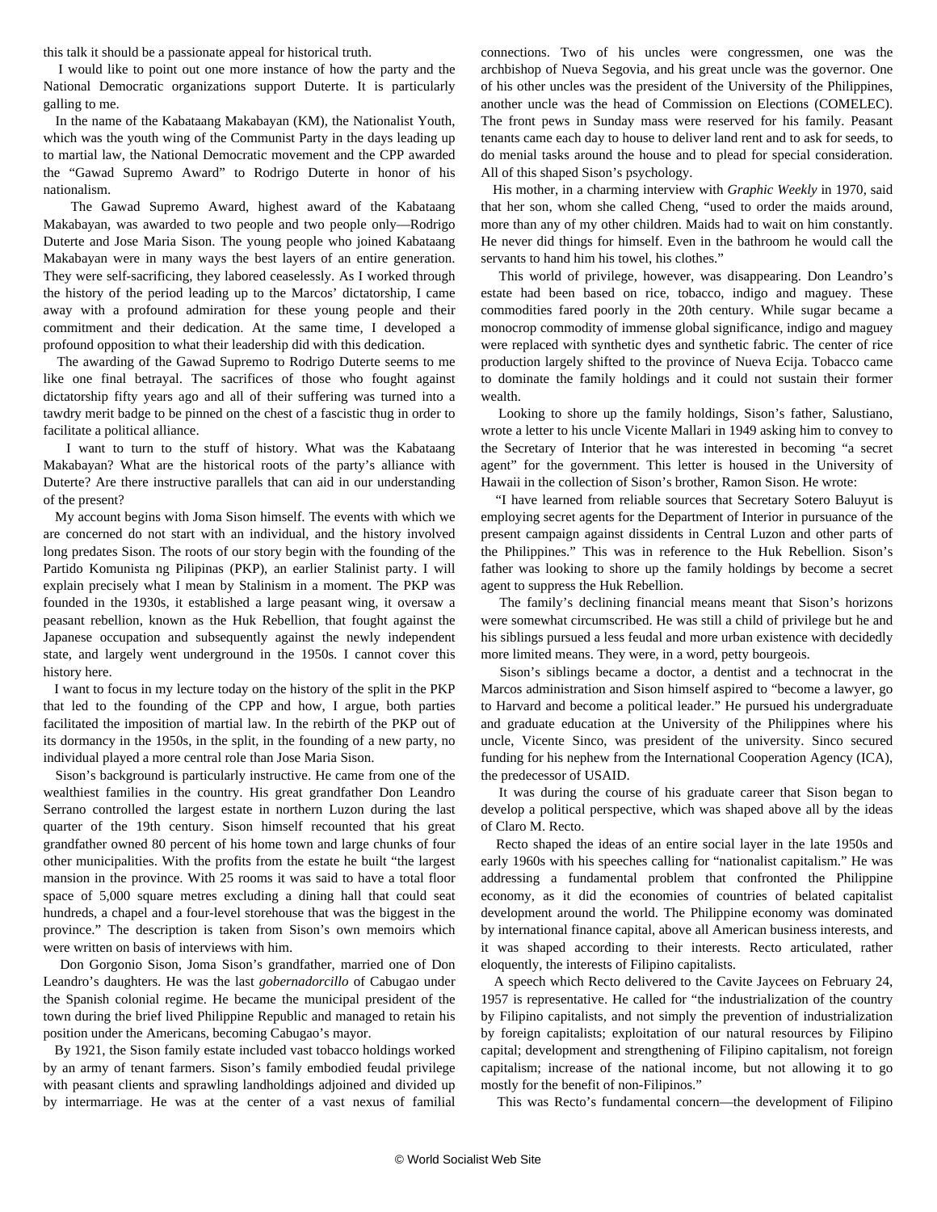this talk it should be a passionate appeal for historical truth.

I would like to point out one more instance of how the party and the National Democratic organizations support Duterte. It is particularly galling to me.

In the name of the Kabataang Makabayan (KM), the Nationalist Youth, which was the youth wing of the Communist Party in the days leading up to martial law, the National Democratic movement and the CPP awarded the "Gawad Supremo Award" to Rodrigo Duterte in honor of his nationalism.

The Gawad Supremo Award, highest award of the Kabataang Makabayan, was awarded to two people and two people only—Rodrigo Duterte and Jose Maria Sison. The young people who joined Kabataang Makabayan were in many ways the best layers of an entire generation. They were self-sacrificing, they labored ceaselessly. As I worked through the history of the period leading up to the Marcos' dictatorship, I came away with a profound admiration for these young people and their commitment and their dedication. At the same time, I developed a profound opposition to what their leadership did with this dedication.

The awarding of the Gawad Supremo to Rodrigo Duterte seems to me like one final betrayal. The sacrifices of those who fought against dictatorship fifty years ago and all of their suffering was turned into a tawdry merit badge to be pinned on the chest of a fascistic thug in order to facilitate a political alliance.

I want to turn to the stuff of history. What was the Kabataang Makabayan? What are the historical roots of the party's alliance with Duterte? Are there instructive parallels that can aid in our understanding of the present?

My account begins with Joma Sison himself. The events with which we are concerned do not start with an individual, and the history involved long predates Sison. The roots of our story begin with the founding of the Partido Komunista ng Pilipinas (PKP), an earlier Stalinist party. I will explain precisely what I mean by Stalinism in a moment. The PKP was founded in the 1930s, it established a large peasant wing, it oversaw a peasant rebellion, known as the Huk Rebellion, that fought against the Japanese occupation and subsequently against the newly independent state, and largely went underground in the 1950s. I cannot cover this history here.

I want to focus in my lecture today on the history of the split in the PKP that led to the founding of the CPP and how, I argue, both parties facilitated the imposition of martial law. In the rebirth of the PKP out of its dormancy in the 1950s, in the split, in the founding of a new party, no individual played a more central role than Jose Maria Sison.

Sison's background is particularly instructive. He came from one of the wealthiest families in the country. His great grandfather Don Leandro Serrano controlled the largest estate in northern Luzon during the last quarter of the 19th century. Sison himself recounted that his great grandfather owned 80 percent of his home town and large chunks of four other municipalities. With the profits from the estate he built "the largest mansion in the province. With 25 rooms it was said to have a total floor space of 5,000 square metres excluding a dining hall that could seat hundreds, a chapel and a four-level storehouse that was the biggest in the province." The description is taken from Sison's own memoirs which were written on basis of interviews with him.

Don Gorgonio Sison, Joma Sison's grandfather, married one of Don Leandro's daughters. He was the last *gobernadorcillo* of Cabugao under the Spanish colonial regime. He became the municipal president of the town during the brief lived Philippine Republic and managed to retain his position under the Americans, becoming Cabugao's mayor.

By 1921, the Sison family estate included vast tobacco holdings worked by an army of tenant farmers. Sison's family embodied feudal privilege with peasant clients and sprawling landholdings adjoined and divided up by intermarriage. He was at the center of a vast nexus of familial connections. Two of his uncles were congressmen, one was the archbishop of Nueva Segovia, and his great uncle was the governor. One of his other uncles was the president of the University of the Philippines, another uncle was the head of Commission on Elections (COMELEC). The front pews in Sunday mass were reserved for his family. Peasant tenants came each day to house to deliver land rent and to ask for seeds, to do menial tasks around the house and to plead for special consideration. All of this shaped Sison's psychology.

His mother, in a charming interview with *Graphic Weekly* in 1970, said that her son, whom she called Cheng, "used to order the maids around, more than any of my other children. Maids had to wait on him constantly. He never did things for himself. Even in the bathroom he would call the servants to hand him his towel, his clothes."

This world of privilege, however, was disappearing. Don Leandro's estate had been based on rice, tobacco, indigo and maguey. These commodities fared poorly in the 20th century. While sugar became a monocrop commodity of immense global significance, indigo and maguey were replaced with synthetic dyes and synthetic fabric. The center of rice production largely shifted to the province of Nueva Ecija. Tobacco came to dominate the family holdings and it could not sustain their former wealth.

Looking to shore up the family holdings, Sison's father, Salustiano, wrote a letter to his uncle Vicente Mallari in 1949 asking him to convey to the Secretary of Interior that he was interested in becoming "a secret agent" for the government. This letter is housed in the University of Hawaii in the collection of Sison's brother, Ramon Sison. He wrote:

"I have learned from reliable sources that Secretary Sotero Baluyut is employing secret agents for the Department of Interior in pursuance of the present campaign against dissidents in Central Luzon and other parts of the Philippines." This was in reference to the Huk Rebellion. Sison's father was looking to shore up the family holdings by become a secret agent to suppress the Huk Rebellion.

The family's declining financial means meant that Sison's horizons were somewhat circumscribed. He was still a child of privilege but he and his siblings pursued a less feudal and more urban existence with decidedly more limited means. They were, in a word, petty bourgeois.

Sison's siblings became a doctor, a dentist and a technocrat in the Marcos administration and Sison himself aspired to "become a lawyer, go to Harvard and become a political leader." He pursued his undergraduate and graduate education at the University of the Philippines where his uncle, Vicente Sinco, was president of the university. Sinco secured funding for his nephew from the International Cooperation Agency (ICA), the predecessor of USAID.

It was during the course of his graduate career that Sison began to develop a political perspective, which was shaped above all by the ideas of Claro M. Recto.

Recto shaped the ideas of an entire social layer in the late 1950s and early 1960s with his speeches calling for "nationalist capitalism." He was addressing a fundamental problem that confronted the Philippine economy, as it did the economies of countries of belated capitalist development around the world. The Philippine economy was dominated by international finance capital, above all American business interests, and it was shaped according to their interests. Recto articulated, rather eloquently, the interests of Filipino capitalists.

A speech which Recto delivered to the Cavite Jaycees on February 24, 1957 is representative. He called for "the industrialization of the country by Filipino capitalists, and not simply the prevention of industrialization by foreign capitalists; exploitation of our natural resources by Filipino capital; development and strengthening of Filipino capitalism, not foreign capitalism; increase of the national income, but not allowing it to go mostly for the benefit of non-Filipinos."

This was Recto's fundamental concern—the development of Filipino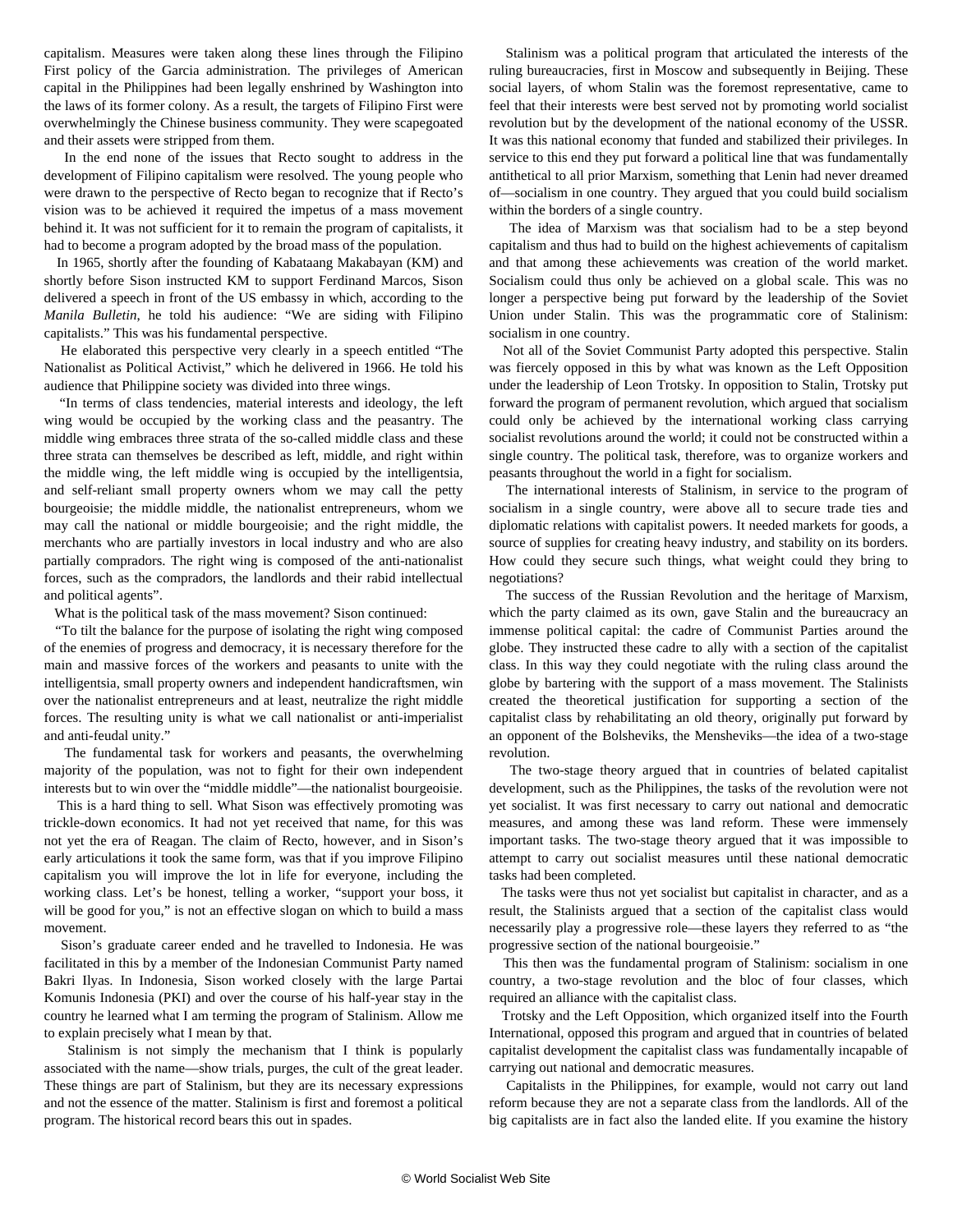capitalism. Measures were taken along these lines through the Filipino First policy of the Garcia administration. The privileges of American capital in the Philippines had been legally enshrined by Washington into the laws of its former colony. As a result, the targets of Filipino First were overwhelmingly the Chinese business community. They were scapegoated and their assets were stripped from them.

In the end none of the issues that Recto sought to address in the development of Filipino capitalism were resolved. The young people who were drawn to the perspective of Recto began to recognize that if Recto's vision was to be achieved it required the impetus of a mass movement behind it. It was not sufficient for it to remain the program of capitalists, it had to become a program adopted by the broad mass of the population.

In 1965, shortly after the founding of Kabataang Makabayan (KM) and shortly before Sison instructed KM to support Ferdinand Marcos, Sison delivered a speech in front of the US embassy in which, according to the *Manila Bulletin*, he told his audience: "We are siding with Filipino capitalists." This was his fundamental perspective.

He elaborated this perspective very clearly in a speech entitled "The Nationalist as Political Activist," which he delivered in 1966. He told his audience that Philippine society was divided into three wings.

"In terms of class tendencies, material interests and ideology, the left wing would be occupied by the working class and the peasantry. The middle wing embraces three strata of the so-called middle class and these three strata can themselves be described as left, middle, and right within the middle wing, the left middle wing is occupied by the intelligentsia, and self-reliant small property owners whom we may call the petty bourgeoisie; the middle middle, the nationalist entrepreneurs, whom we may call the national or middle bourgeoisie; and the right middle, the merchants who are partially investors in local industry and who are also partially compradors. The right wing is composed of the anti-nationalist forces, such as the compradors, the landlords and their rabid intellectual and political agents".

What is the political task of the mass movement? Sison continued:

"To tilt the balance for the purpose of isolating the right wing composed of the enemies of progress and democracy, it is necessary therefore for the main and massive forces of the workers and peasants to unite with the intelligentsia, small property owners and independent handicraftsmen, win over the nationalist entrepreneurs and at least, neutralize the right middle forces. The resulting unity is what we call nationalist or anti-imperialist and anti-feudal unity."

The fundamental task for workers and peasants, the overwhelming majority of the population, was not to fight for their own independent interests but to win over the "middle middle"—the nationalist bourgeoisie.

This is a hard thing to sell. What Sison was effectively promoting was trickle-down economics. It had not yet received that name, for this was not yet the era of Reagan. The claim of Recto, however, and in Sison's early articulations it took the same form, was that if you improve Filipino capitalism you will improve the lot in life for everyone, including the working class. Let's be honest, telling a worker, "support your boss, it will be good for you," is not an effective slogan on which to build a mass movement.

Sison's graduate career ended and he travelled to Indonesia. He was facilitated in this by a member of the Indonesian Communist Party named Bakri Ilyas. In Indonesia, Sison worked closely with the large Partai Komunis Indonesia (PKI) and over the course of his half-year stay in the country he learned what I am terming the program of Stalinism. Allow me to explain precisely what I mean by that.

Stalinism is not simply the mechanism that I think is popularly associated with the name—show trials, purges, the cult of the great leader. These things are part of Stalinism, but they are its necessary expressions and not the essence of the matter. Stalinism is first and foremost a political program. The historical record bears this out in spades.

Stalinism was a political program that articulated the interests of the ruling bureaucracies, first in Moscow and subsequently in Beijing. These social layers, of whom Stalin was the foremost representative, came to feel that their interests were best served not by promoting world socialist revolution but by the development of the national economy of the USSR. It was this national economy that funded and stabilized their privileges. In service to this end they put forward a political line that was fundamentally antithetical to all prior Marxism, something that Lenin had never dreamed of—socialism in one country. They argued that you could build socialism within the borders of a single country.

The idea of Marxism was that socialism had to be a step beyond capitalism and thus had to build on the highest achievements of capitalism and that among these achievements was creation of the world market. Socialism could thus only be achieved on a global scale. This was no longer a perspective being put forward by the leadership of the Soviet Union under Stalin. This was the programmatic core of Stalinism: socialism in one country.

Not all of the Soviet Communist Party adopted this perspective. Stalin was fiercely opposed in this by what was known as the Left Opposition under the leadership of Leon Trotsky. In opposition to Stalin, Trotsky put forward the program of permanent revolution, which argued that socialism could only be achieved by the international working class carrying socialist revolutions around the world; it could not be constructed within a single country. The political task, therefore, was to organize workers and peasants throughout the world in a fight for socialism.

The international interests of Stalinism, in service to the program of socialism in a single country, were above all to secure trade ties and diplomatic relations with capitalist powers. It needed markets for goods, a source of supplies for creating heavy industry, and stability on its borders. How could they secure such things, what weight could they bring to negotiations?

The success of the Russian Revolution and the heritage of Marxism, which the party claimed as its own, gave Stalin and the bureaucracy an immense political capital: the cadre of Communist Parties around the globe. They instructed these cadre to ally with a section of the capitalist class. In this way they could negotiate with the ruling class around the globe by bartering with the support of a mass movement. The Stalinists created the theoretical justification for supporting a section of the capitalist class by rehabilitating an old theory, originally put forward by an opponent of the Bolsheviks, the Mensheviks—the idea of a two-stage revolution.

The two-stage theory argued that in countries of belated capitalist development, such as the Philippines, the tasks of the revolution were not yet socialist. It was first necessary to carry out national and democratic measures, and among these was land reform. These were immensely important tasks. The two-stage theory argued that it was impossible to attempt to carry out socialist measures until these national democratic tasks had been completed.

The tasks were thus not yet socialist but capitalist in character, and as a result, the Stalinists argued that a section of the capitalist class would necessarily play a progressive role—these layers they referred to as "the progressive section of the national bourgeoisie."

This then was the fundamental program of Stalinism: socialism in one country, a two-stage revolution and the bloc of four classes, which required an alliance with the capitalist class.

Trotsky and the Left Opposition, which organized itself into the Fourth International, opposed this program and argued that in countries of belated capitalist development the capitalist class was fundamentally incapable of carrying out national and democratic measures.

Capitalists in the Philippines, for example, would not carry out land reform because they are not a separate class from the landlords. All of the big capitalists are in fact also the landed elite. If you examine the history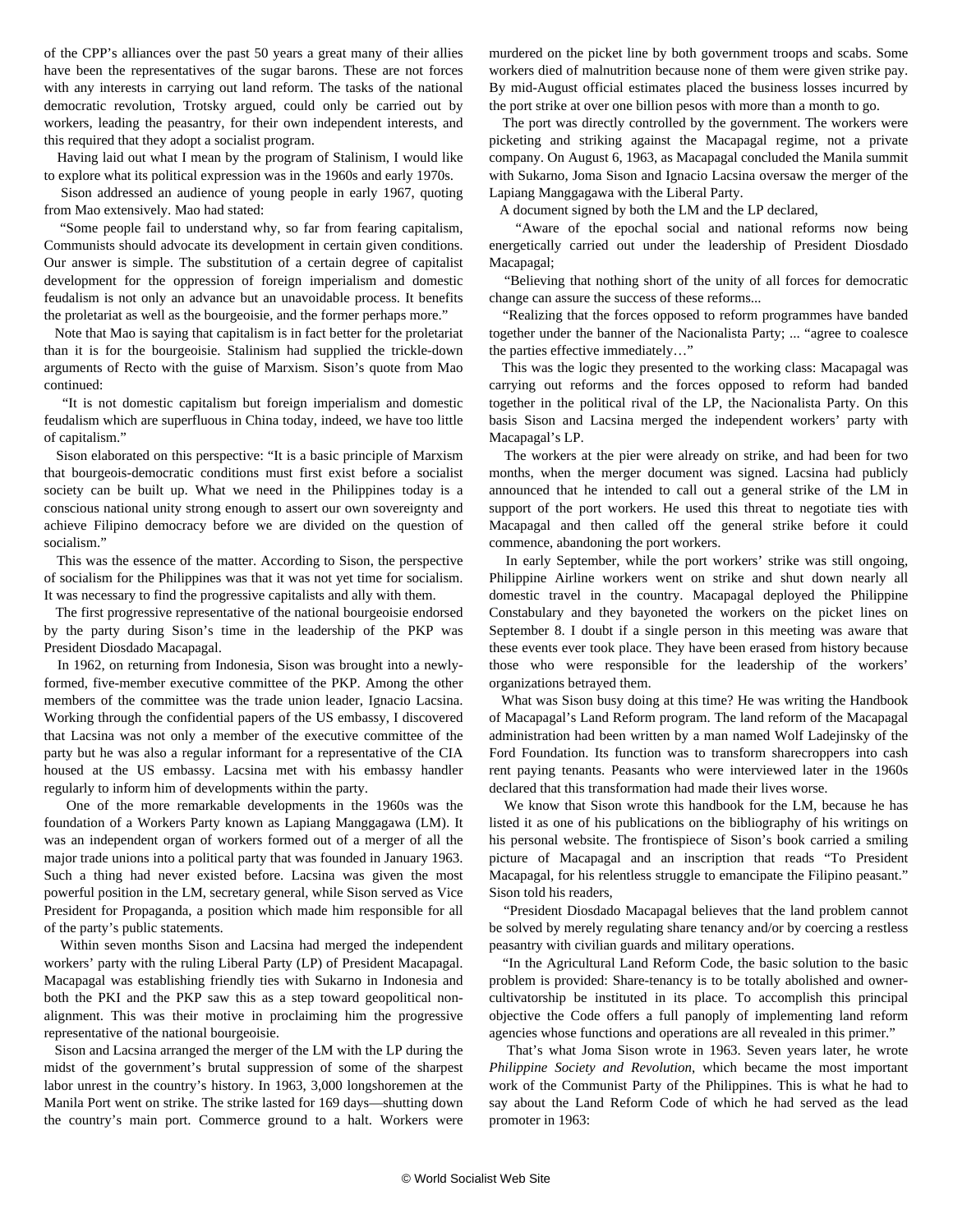of the CPP's alliances over the past 50 years a great many of their allies have been the representatives of the sugar barons. These are not forces with any interests in carrying out land reform. The tasks of the national democratic revolution, Trotsky argued, could only be carried out by workers, leading the peasantry, for their own independent interests, and this required that they adopt a socialist program.

Having laid out what I mean by the program of Stalinism, I would like to explore what its political expression was in the 1960s and early 1970s.

Sison addressed an audience of young people in early 1967, quoting from Mao extensively. Mao had stated:

"Some people fail to understand why, so far from fearing capitalism, Communists should advocate its development in certain given conditions. Our answer is simple. The substitution of a certain degree of capitalist development for the oppression of foreign imperialism and domestic feudalism is not only an advance but an unavoidable process. It benefits the proletariat as well as the bourgeoisie, and the former perhaps more."

Note that Mao is saying that capitalism is in fact better for the proletariat than it is for the bourgeoisie. Stalinism had supplied the trickle-down arguments of Recto with the guise of Marxism. Sison's quote from Mao continued:

"It is not domestic capitalism but foreign imperialism and domestic feudalism which are superfluous in China today, indeed, we have too little of capitalism."

Sison elaborated on this perspective: "It is a basic principle of Marxism that bourgeois-democratic conditions must first exist before a socialist society can be built up. What we need in the Philippines today is a conscious national unity strong enough to assert our own sovereignty and achieve Filipino democracy before we are divided on the question of socialism."

This was the essence of the matter. According to Sison, the perspective of socialism for the Philippines was that it was not yet time for socialism. It was necessary to find the progressive capitalists and ally with them.

The first progressive representative of the national bourgeoisie endorsed by the party during Sison's time in the leadership of the PKP was President Diosdado Macapagal.

In 1962, on returning from Indonesia, Sison was brought into a newly-formed, five-member executive committee of the PKP. Among the other members of the committee was the trade union leader, Ignacio Lacsina. Working through the confidential papers of the US embassy, I discovered that Lacsina was not only a member of the executive committee of the party but he was also a regular informant for a representative of the CIA housed at the US embassy. Lacsina met with his embassy handler regularly to inform him of developments within the party.

One of the more remarkable developments in the 1960s was the foundation of a Workers Party known as Lapiang Manggagawa (LM). It was an independent organ of workers formed out of a merger of all the major trade unions into a political party that was founded in January 1963. Such a thing had never existed before. Lacsina was given the most powerful position in the LM, secretary general, while Sison served as Vice President for Propaganda, a position which made him responsible for all of the party's public statements.

Within seven months Sison and Lacsina had merged the independent workers' party with the ruling Liberal Party (LP) of President Macapagal. Macapagal was establishing friendly ties with Sukarno in Indonesia and both the PKI and the PKP saw this as a step toward geopolitical non-alignment. This was their motive in proclaiming him the progressive representative of the national bourgeoisie.

Sison and Lacsina arranged the merger of the LM with the LP during the midst of the government's brutal suppression of some of the sharpest labor unrest in the country's history. In 1963, 3,000 longshoremen at the Manila Port went on strike. The strike lasted for 169 days—shutting down the country's main port. Commerce ground to a halt. Workers were murdered on the picket line by both government troops and scabs. Some workers died of malnutrition because none of them were given strike pay. By mid-August official estimates placed the business losses incurred by the port strike at over one billion pesos with more than a month to go.

The port was directly controlled by the government. The workers were picketing and striking against the Macapagal regime, not a private company. On August 6, 1963, as Macapagal concluded the Manila summit with Sukarno, Joma Sison and Ignacio Lacsina oversaw the merger of the Lapiang Manggagawa with the Liberal Party.

A document signed by both the LM and the LP declared,

"Aware of the epochal social and national reforms now being energetically carried out under the leadership of President Diosdado Macapagal;

"Believing that nothing short of the unity of all forces for democratic change can assure the success of these reforms...

"Realizing that the forces opposed to reform programmes have banded together under the banner of the Nacionalista Party; ... "agree to coalesce the parties effective immediately…"

This was the logic they presented to the working class: Macapagal was carrying out reforms and the forces opposed to reform had banded together in the political rival of the LP, the Nacionalista Party. On this basis Sison and Lacsina merged the independent workers' party with Macapagal's LP.

The workers at the pier were already on strike, and had been for two months, when the merger document was signed. Lacsina had publicly announced that he intended to call out a general strike of the LM in support of the port workers. He used this threat to negotiate ties with Macapagal and then called off the general strike before it could commence, abandoning the port workers.

In early September, while the port workers' strike was still ongoing, Philippine Airline workers went on strike and shut down nearly all domestic travel in the country. Macapagal deployed the Philippine Constabulary and they bayoneted the workers on the picket lines on September 8. I doubt if a single person in this meeting was aware that these events ever took place. They have been erased from history because those who were responsible for the leadership of the workers' organizations betrayed them.

What was Sison busy doing at this time? He was writing the Handbook of Macapagal's Land Reform program. The land reform of the Macapagal administration had been written by a man named Wolf Ladejinsky of the Ford Foundation. Its function was to transform sharecroppers into cash rent paying tenants. Peasants who were interviewed later in the 1960s declared that this transformation had made their lives worse.

We know that Sison wrote this handbook for the LM, because he has listed it as one of his publications on the bibliography of his writings on his personal website. The frontispiece of Sison's book carried a smiling picture of Macapagal and an inscription that reads "To President Macapagal, for his relentless struggle to emancipate the Filipino peasant." Sison told his readers,

"President Diosdado Macapagal believes that the land problem cannot be solved by merely regulating share tenancy and/or by coercing a restless peasantry with civilian guards and military operations.

"In the Agricultural Land Reform Code, the basic solution to the basic problem is provided: Share-tenancy is to be totally abolished and owner-cultivatorship be instituted in its place. To accomplish this principal objective the Code offers a full panoply of implementing land reform agencies whose functions and operations are all revealed in this primer."

That's what Joma Sison wrote in 1963. Seven years later, he wrote *Philippine Society and Revolution*, which became the most important work of the Communist Party of the Philippines. This is what he had to say about the Land Reform Code of which he had served as the lead promoter in 1963: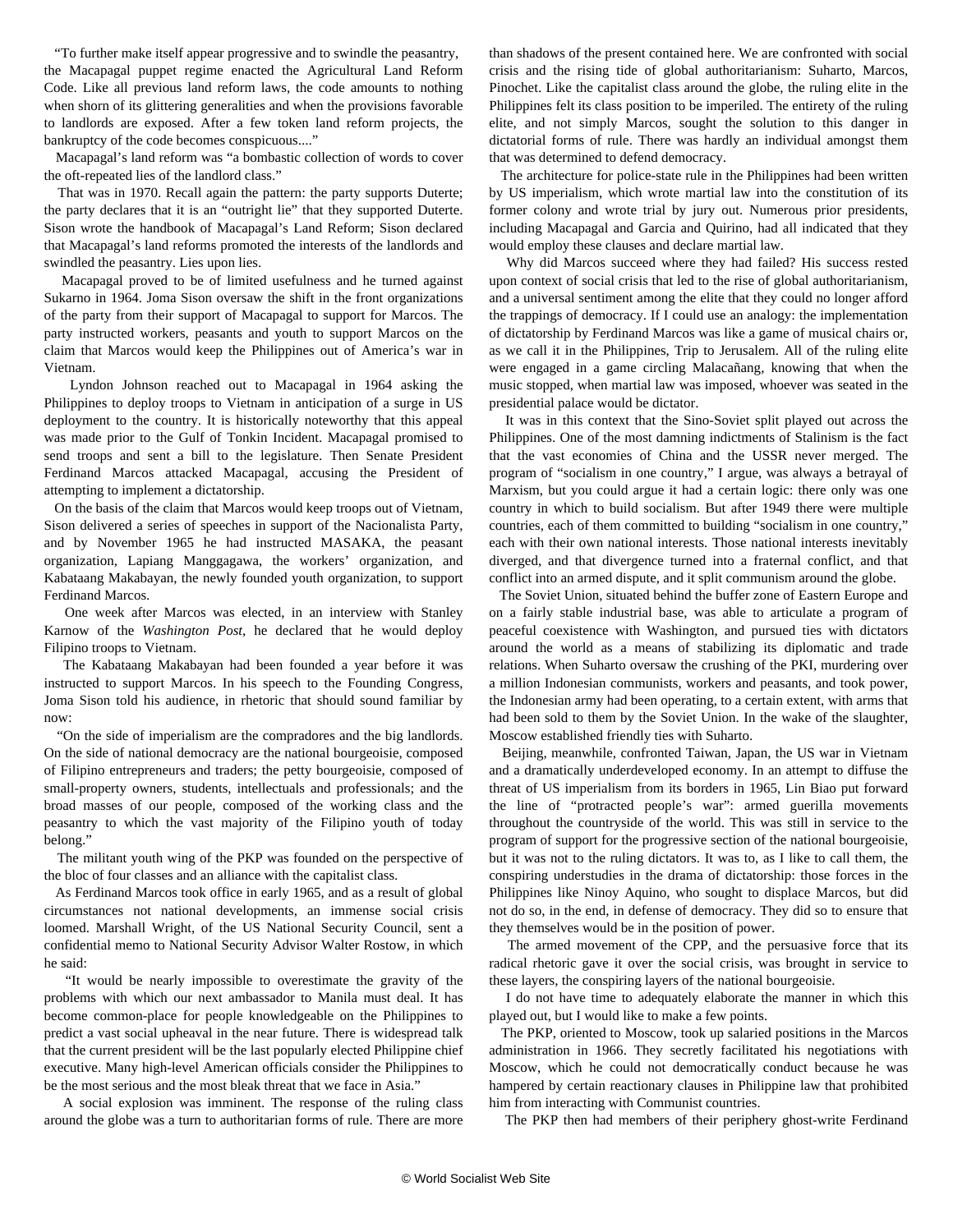"To further make itself appear progressive and to swindle the peasantry, the Macapagal puppet regime enacted the Agricultural Land Reform Code. Like all previous land reform laws, the code amounts to nothing when shorn of its glittering generalities and when the provisions favorable to landlords are exposed. After a few token land reform projects, the bankruptcy of the code becomes conspicuous...."

Macapagal's land reform was "a bombastic collection of words to cover the oft-repeated lies of the landlord class."

That was in 1970. Recall again the pattern: the party supports Duterte; the party declares that it is an "outright lie" that they supported Duterte. Sison wrote the handbook of Macapagal's Land Reform; Sison declared that Macapagal's land reforms promoted the interests of the landlords and swindled the peasantry. Lies upon lies.

Macapagal proved to be of limited usefulness and he turned against Sukarno in 1964. Joma Sison oversaw the shift in the front organizations of the party from their support of Macapagal to support for Marcos. The party instructed workers, peasants and youth to support Marcos on the claim that Marcos would keep the Philippines out of America's war in Vietnam.

Lyndon Johnson reached out to Macapagal in 1964 asking the Philippines to deploy troops to Vietnam in anticipation of a surge in US deployment to the country. It is historically noteworthy that this appeal was made prior to the Gulf of Tonkin Incident. Macapagal promised to send troops and sent a bill to the legislature. Then Senate President Ferdinand Marcos attacked Macapagal, accusing the President of attempting to implement a dictatorship.

On the basis of the claim that Marcos would keep troops out of Vietnam, Sison delivered a series of speeches in support of the Nacionalista Party, and by November 1965 he had instructed MASAKA, the peasant organization, Lapiang Manggagawa, the workers' organization, and Kabataang Makabayan, the newly founded youth organization, to support Ferdinand Marcos.

One week after Marcos was elected, in an interview with Stanley Karnow of the *Washington Post*, he declared that he would deploy Filipino troops to Vietnam.

The Kabataang Makabayan had been founded a year before it was instructed to support Marcos. In his speech to the Founding Congress, Joma Sison told his audience, in rhetoric that should sound familiar by now:

"On the side of imperialism are the compradores and the big landlords. On the side of national democracy are the national bourgeoisie, composed of Filipino entrepreneurs and traders; the petty bourgeoisie, composed of small-property owners, students, intellectuals and professionals; and the broad masses of our people, composed of the working class and the peasantry to which the vast majority of the Filipino youth of today belong."

The militant youth wing of the PKP was founded on the perspective of the bloc of four classes and an alliance with the capitalist class.

As Ferdinand Marcos took office in early 1965, and as a result of global circumstances not national developments, an immense social crisis loomed. Marshall Wright, of the US National Security Council, sent a confidential memo to National Security Advisor Walter Rostow, in which he said:

"It would be nearly impossible to overestimate the gravity of the problems with which our next ambassador to Manila must deal. It has become common-place for people knowledgeable on the Philippines to predict a vast social upheaval in the near future. There is widespread talk that the current president will be the last popularly elected Philippine chief executive. Many high-level American officials consider the Philippines to be the most serious and the most bleak threat that we face in Asia."

A social explosion was imminent. The response of the ruling class around the globe was a turn to authoritarian forms of rule. There are more than shadows of the present contained here. We are confronted with social crisis and the rising tide of global authoritarianism: Suharto, Marcos, Pinochet. Like the capitalist class around the globe, the ruling elite in the Philippines felt its class position to be imperiled. The entirety of the ruling elite, and not simply Marcos, sought the solution to this danger in dictatorial forms of rule. There was hardly an individual amongst them that was determined to defend democracy.

The architecture for police-state rule in the Philippines had been written by US imperialism, which wrote martial law into the constitution of its former colony and wrote trial by jury out. Numerous prior presidents, including Macapagal and Garcia and Quirino, had all indicated that they would employ these clauses and declare martial law.

Why did Marcos succeed where they had failed? His success rested upon context of social crisis that led to the rise of global authoritarianism, and a universal sentiment among the elite that they could no longer afford the trappings of democracy. If I could use an analogy: the implementation of dictatorship by Ferdinand Marcos was like a game of musical chairs or, as we call it in the Philippines, Trip to Jerusalem. All of the ruling elite were engaged in a game circling Malacañang, knowing that when the music stopped, when martial law was imposed, whoever was seated in the presidential palace would be dictator.

It was in this context that the Sino-Soviet split played out across the Philippines. One of the most damning indictments of Stalinism is the fact that the vast economies of China and the USSR never merged. The program of "socialism in one country," I argue, was always a betrayal of Marxism, but you could argue it had a certain logic: there only was one country in which to build socialism. But after 1949 there were multiple countries, each of them committed to building "socialism in one country," each with their own national interests. Those national interests inevitably diverged, and that divergence turned into a fraternal conflict, and that conflict into an armed dispute, and it split communism around the globe.

The Soviet Union, situated behind the buffer zone of Eastern Europe and on a fairly stable industrial base, was able to articulate a program of peaceful coexistence with Washington, and pursued ties with dictators around the world as a means of stabilizing its diplomatic and trade relations. When Suharto oversaw the crushing of the PKI, murdering over a million Indonesian communists, workers and peasants, and took power, the Indonesian army had been operating, to a certain extent, with arms that had been sold to them by the Soviet Union. In the wake of the slaughter, Moscow established friendly ties with Suharto.

Beijing, meanwhile, confronted Taiwan, Japan, the US war in Vietnam and a dramatically underdeveloped economy. In an attempt to diffuse the threat of US imperialism from its borders in 1965, Lin Biao put forward the line of "protracted people's war": armed guerilla movements throughout the countryside of the world. This was still in service to the program of support for the progressive section of the national bourgeoisie, but it was not to the ruling dictators. It was to, as I like to call them, the conspiring understudies in the drama of dictatorship: those forces in the Philippines like Ninoy Aquino, who sought to displace Marcos, but did not do so, in the end, in defense of democracy. They did so to ensure that they themselves would be in the position of power.

The armed movement of the CPP, and the persuasive force that its radical rhetoric gave it over the social crisis, was brought in service to these layers, the conspiring layers of the national bourgeoisie.

I do not have time to adequately elaborate the manner in which this played out, but I would like to make a few points.

The PKP, oriented to Moscow, took up salaried positions in the Marcos administration in 1966. They secretly facilitated his negotiations with Moscow, which he could not democratically conduct because he was hampered by certain reactionary clauses in Philippine law that prohibited him from interacting with Communist countries.

The PKP then had members of their periphery ghost-write Ferdinand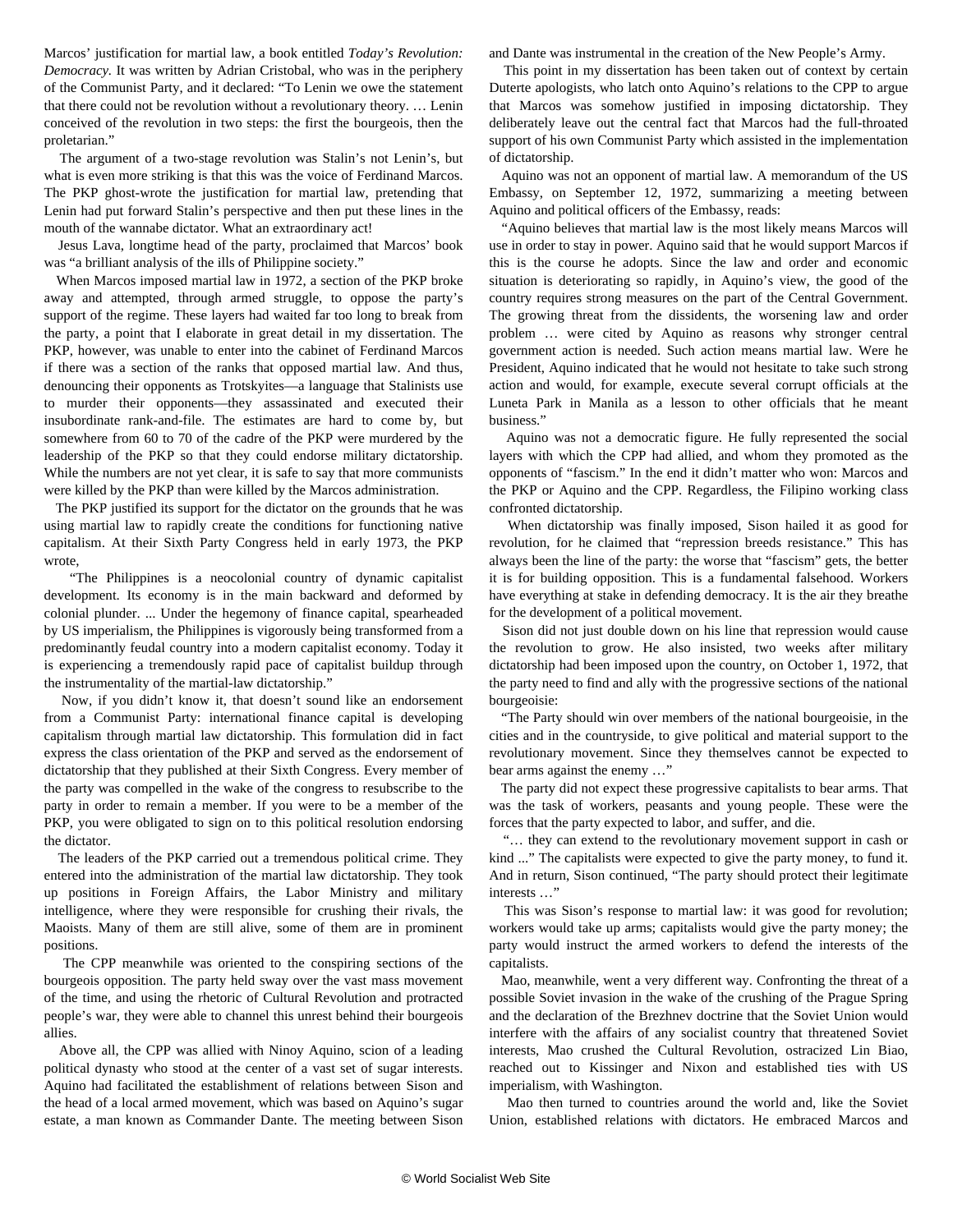Marcos' justification for martial law, a book entitled *Today's Revolution: Democracy.* It was written by Adrian Cristobal, who was in the periphery of the Communist Party, and it declared: "To Lenin we owe the statement that there could not be revolution without a revolutionary theory. … Lenin conceived of the revolution in two steps: the first the bourgeois, then the proletarian."

The argument of a two-stage revolution was Stalin's not Lenin's, but what is even more striking is that this was the voice of Ferdinand Marcos. The PKP ghost-wrote the justification for martial law, pretending that Lenin had put forward Stalin's perspective and then put these lines in the mouth of the wannabe dictator. What an extraordinary act!

Jesus Lava, longtime head of the party, proclaimed that Marcos' book was "a brilliant analysis of the ills of Philippine society."

When Marcos imposed martial law in 1972, a section of the PKP broke away and attempted, through armed struggle, to oppose the party's support of the regime. These layers had waited far too long to break from the party, a point that I elaborate in great detail in my dissertation. The PKP, however, was unable to enter into the cabinet of Ferdinand Marcos if there was a section of the ranks that opposed martial law. And thus, denouncing their opponents as Trotskyites—a language that Stalinists use to murder their opponents—they assassinated and executed their insubordinate rank-and-file. The estimates are hard to come by, but somewhere from 60 to 70 of the cadre of the PKP were murdered by the leadership of the PKP so that they could endorse military dictatorship. While the numbers are not yet clear, it is safe to say that more communists were killed by the PKP than were killed by the Marcos administration.

The PKP justified its support for the dictator on the grounds that he was using martial law to rapidly create the conditions for functioning native capitalism. At their Sixth Party Congress held in early 1973, the PKP wrote,

"The Philippines is a neocolonial country of dynamic capitalist development. Its economy is in the main backward and deformed by colonial plunder. ... Under the hegemony of finance capital, spearheaded by US imperialism, the Philippines is vigorously being transformed from a predominantly feudal country into a modern capitalist economy. Today it is experiencing a tremendously rapid pace of capitalist buildup through the instrumentality of the martial-law dictatorship."

Now, if you didn't know it, that doesn't sound like an endorsement from a Communist Party: international finance capital is developing capitalism through martial law dictatorship. This formulation did in fact express the class orientation of the PKP and served as the endorsement of dictatorship that they published at their Sixth Congress. Every member of the party was compelled in the wake of the congress to resubscribe to the party in order to remain a member. If you were to be a member of the PKP, you were obligated to sign on to this political resolution endorsing the dictator.

The leaders of the PKP carried out a tremendous political crime. They entered into the administration of the martial law dictatorship. They took up positions in Foreign Affairs, the Labor Ministry and military intelligence, where they were responsible for crushing their rivals, the Maoists. Many of them are still alive, some of them are in prominent positions.

The CPP meanwhile was oriented to the conspiring sections of the bourgeois opposition. The party held sway over the vast mass movement of the time, and using the rhetoric of Cultural Revolution and protracted people's war, they were able to channel this unrest behind their bourgeois allies.

Above all, the CPP was allied with Ninoy Aquino, scion of a leading political dynasty who stood at the center of a vast set of sugar interests. Aquino had facilitated the establishment of relations between Sison and the head of a local armed movement, which was based on Aquino's sugar estate, a man known as Commander Dante. The meeting between Sison and Dante was instrumental in the creation of the New People's Army.

This point in my dissertation has been taken out of context by certain Duterte apologists, who latch onto Aquino's relations to the CPP to argue that Marcos was somehow justified in imposing dictatorship. They deliberately leave out the central fact that Marcos had the full-throated support of his own Communist Party which assisted in the implementation of dictatorship.

Aquino was not an opponent of martial law. A memorandum of the US Embassy, on September 12, 1972, summarizing a meeting between Aquino and political officers of the Embassy, reads:

"Aquino believes that martial law is the most likely means Marcos will use in order to stay in power. Aquino said that he would support Marcos if this is the course he adopts. Since the law and order and economic situation is deteriorating so rapidly, in Aquino's view, the good of the country requires strong measures on the part of the Central Government. The growing threat from the dissidents, the worsening law and order problem … were cited by Aquino as reasons why stronger central government action is needed. Such action means martial law. Were he President, Aquino indicated that he would not hesitate to take such strong action and would, for example, execute several corrupt officials at the Luneta Park in Manila as a lesson to other officials that he meant business."

Aquino was not a democratic figure. He fully represented the social layers with which the CPP had allied, and whom they promoted as the opponents of "fascism." In the end it didn't matter who won: Marcos and the PKP or Aquino and the CPP. Regardless, the Filipino working class confronted dictatorship.

When dictatorship was finally imposed, Sison hailed it as good for revolution, for he claimed that "repression breeds resistance." This has always been the line of the party: the worse that "fascism" gets, the better it is for building opposition. This is a fundamental falsehood. Workers have everything at stake in defending democracy. It is the air they breathe for the development of a political movement.

Sison did not just double down on his line that repression would cause the revolution to grow. He also insisted, two weeks after military dictatorship had been imposed upon the country, on October 1, 1972, that the party need to find and ally with the progressive sections of the national bourgeoisie:

"The Party should win over members of the national bourgeoisie, in the cities and in the countryside, to give political and material support to the revolutionary movement. Since they themselves cannot be expected to bear arms against the enemy …"

The party did not expect these progressive capitalists to bear arms. That was the task of workers, peasants and young people. These were the forces that the party expected to labor, and suffer, and die.

"… they can extend to the revolutionary movement support in cash or kind ..." The capitalists were expected to give the party money, to fund it. And in return, Sison continued, "The party should protect their legitimate interests …"

This was Sison's response to martial law: it was good for revolution; workers would take up arms; capitalists would give the party money; the party would instruct the armed workers to defend the interests of the capitalists.

Mao, meanwhile, went a very different way. Confronting the threat of a possible Soviet invasion in the wake of the crushing of the Prague Spring and the declaration of the Brezhnev doctrine that the Soviet Union would interfere with the affairs of any socialist country that threatened Soviet interests, Mao crushed the Cultural Revolution, ostracized Lin Biao, reached out to Kissinger and Nixon and established ties with US imperialism, with Washington.

Mao then turned to countries around the world and, like the Soviet Union, established relations with dictators. He embraced Marcos and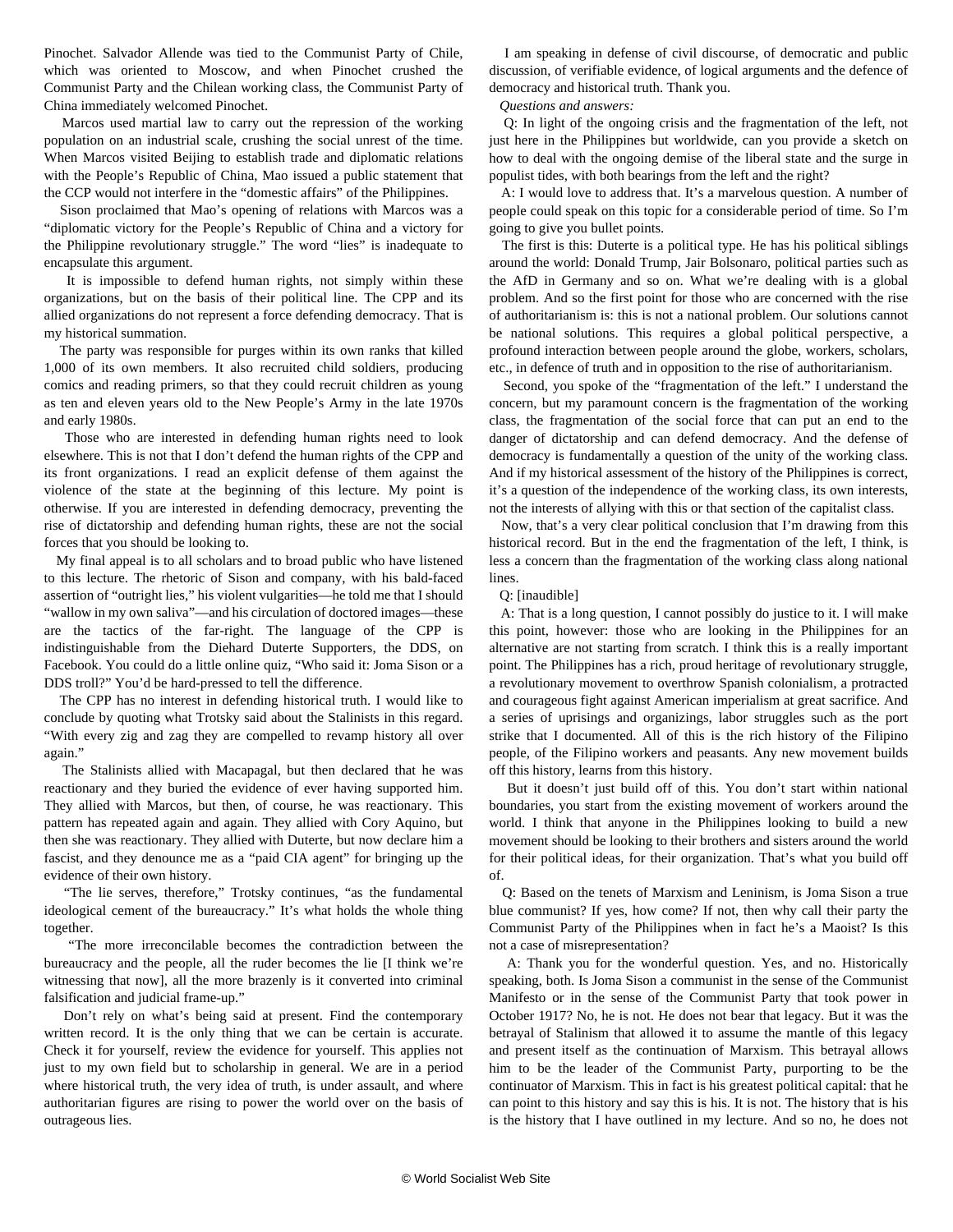Pinochet. Salvador Allende was tied to the Communist Party of Chile, which was oriented to Moscow, and when Pinochet crushed the Communist Party and the Chilean working class, the Communist Party of China immediately welcomed Pinochet.

Marcos used martial law to carry out the repression of the working population on an industrial scale, crushing the social unrest of the time. When Marcos visited Beijing to establish trade and diplomatic relations with the People's Republic of China, Mao issued a public statement that the CCP would not interfere in the "domestic affairs" of the Philippines.

Sison proclaimed that Mao's opening of relations with Marcos was a "diplomatic victory for the People's Republic of China and a victory for the Philippine revolutionary struggle." The word "lies" is inadequate to encapsulate this argument.

It is impossible to defend human rights, not simply within these organizations, but on the basis of their political line. The CPP and its allied organizations do not represent a force defending democracy. That is my historical summation.

The party was responsible for purges within its own ranks that killed 1,000 of its own members. It also recruited child soldiers, producing comics and reading primers, so that they could recruit children as young as ten and eleven years old to the New People's Army in the late 1970s and early 1980s.

Those who are interested in defending human rights need to look elsewhere. This is not that I don't defend the human rights of the CPP and its front organizations. I read an explicit defense of them against the violence of the state at the beginning of this lecture. My point is otherwise. If you are interested in defending democracy, preventing the rise of dictatorship and defending human rights, these are not the social forces that you should be looking to.

My final appeal is to all scholars and to broad public who have listened to this lecture. The rhetoric of Sison and company, with his bald-faced assertion of "outright lies," his violent vulgarities—he told me that I should "wallow in my own saliva"—and his circulation of doctored images—these are the tactics of the far-right. The language of the CPP is indistinguishable from the Diehard Duterte Supporters, the DDS, on Facebook. You could do a little online quiz, "Who said it: Joma Sison or a DDS troll?" You'd be hard-pressed to tell the difference.

The CPP has no interest in defending historical truth. I would like to conclude by quoting what Trotsky said about the Stalinists in this regard. "With every zig and zag they are compelled to revamp history all over again."

The Stalinists allied with Macapagal, but then declared that he was reactionary and they buried the evidence of ever having supported him. They allied with Marcos, but then, of course, he was reactionary. This pattern has repeated again and again. They allied with Cory Aquino, but then she was reactionary. They allied with Duterte, but now declare him a fascist, and they denounce me as a "paid CIA agent" for bringing up the evidence of their own history.

"The lie serves, therefore," Trotsky continues, "as the fundamental ideological cement of the bureaucracy." It's what holds the whole thing together.

"The more irreconcilable becomes the contradiction between the bureaucracy and the people, all the ruder becomes the lie [I think we're witnessing that now], all the more brazenly is it converted into criminal falsification and judicial frame-up."

Don't rely on what's being said at present. Find the contemporary written record. It is the only thing that we can be certain is accurate. Check it for yourself, review the evidence for yourself. This applies not just to my own field but to scholarship in general. We are in a period where historical truth, the very idea of truth, is under assault, and where authoritarian figures are rising to power the world over on the basis of outrageous lies.

I am speaking in defense of civil discourse, of democratic and public discussion, of verifiable evidence, of logical arguments and the defence of democracy and historical truth. Thank you.

*Questions and answers:*

Q: In light of the ongoing crisis and the fragmentation of the left, not just here in the Philippines but worldwide, can you provide a sketch on how to deal with the ongoing demise of the liberal state and the surge in populist tides, with both bearings from the left and the right?

A: I would love to address that. It's a marvelous question. A number of people could speak on this topic for a considerable period of time. So I'm going to give you bullet points.

The first is this: Duterte is a political type. He has his political siblings around the world: Donald Trump, Jair Bolsonaro, political parties such as the AfD in Germany and so on. What we're dealing with is a global problem. And so the first point for those who are concerned with the rise of authoritarianism is: this is not a national problem. Our solutions cannot be national solutions. This requires a global political perspective, a profound interaction between people around the globe, workers, scholars, etc., in defence of truth and in opposition to the rise of authoritarianism.

Second, you spoke of the "fragmentation of the left." I understand the concern, but my paramount concern is the fragmentation of the working class, the fragmentation of the social force that can put an end to the danger of dictatorship and can defend democracy. And the defense of democracy is fundamentally a question of the unity of the working class. And if my historical assessment of the history of the Philippines is correct, it's a question of the independence of the working class, its own interests, not the interests of allying with this or that section of the capitalist class.

Now, that's a very clear political conclusion that I'm drawing from this historical record. But in the end the fragmentation of the left, I think, is less a concern than the fragmentation of the working class along national lines.

Q: [inaudible]

A: That is a long question, I cannot possibly do justice to it. I will make this point, however: those who are looking in the Philippines for an alternative are not starting from scratch. I think this is a really important point. The Philippines has a rich, proud heritage of revolutionary struggle, a revolutionary movement to overthrow Spanish colonialism, a protracted and courageous fight against American imperialism at great sacrifice. And a series of uprisings and organizings, labor struggles such as the port strike that I documented. All of this is the rich history of the Filipino people, of the Filipino workers and peasants. Any new movement builds off this history, learns from this history.

But it doesn't just build off of this. You don't start within national boundaries, you start from the existing movement of workers around the world. I think that anyone in the Philippines looking to build a new movement should be looking to their brothers and sisters around the world for their political ideas, for their organization. That's what you build off of.

Q: Based on the tenets of Marxism and Leninism, is Joma Sison a true blue communist? If yes, how come? If not, then why call their party the Communist Party of the Philippines when in fact he's a Maoist? Is this not a case of misrepresentation?

A: Thank you for the wonderful question. Yes, and no. Historically speaking, both. Is Joma Sison a communist in the sense of the Communist Manifesto or in the sense of the Communist Party that took power in October 1917? No, he is not. He does not bear that legacy. But it was the betrayal of Stalinism that allowed it to assume the mantle of this legacy and present itself as the continuation of Marxism. This betrayal allows him to be the leader of the Communist Party, purporting to be the continuator of Marxism. This in fact is his greatest political capital: that he can point to this history and say this is his. It is not. The history that is his is the history that I have outlined in my lecture. And so no, he does not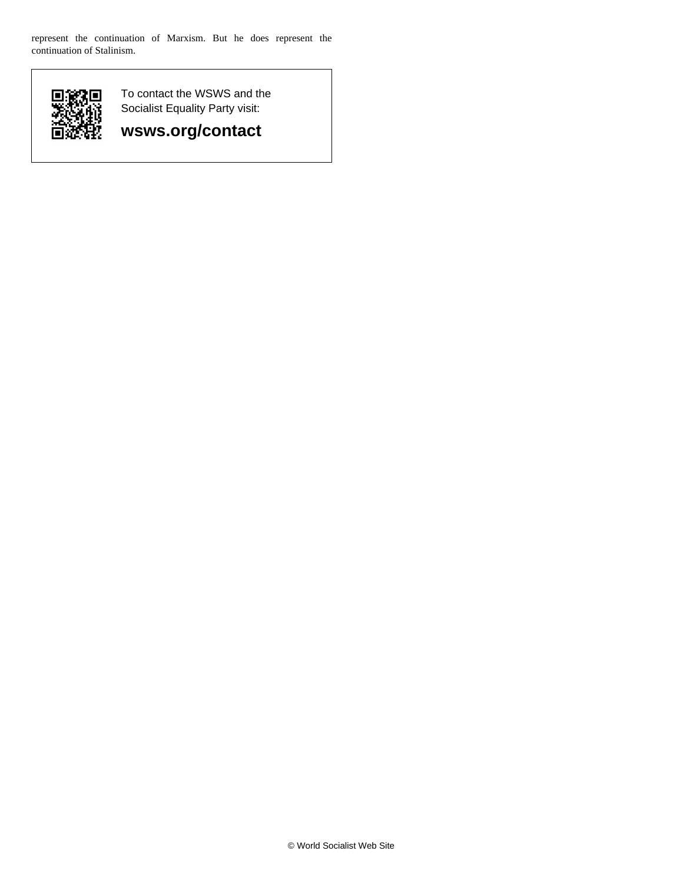represent the continuation of Marxism. But he does represent the continuation of Stalinism.

To contact the WSWS and the Socialist Equality Party visit:

**wsws.org/contact**